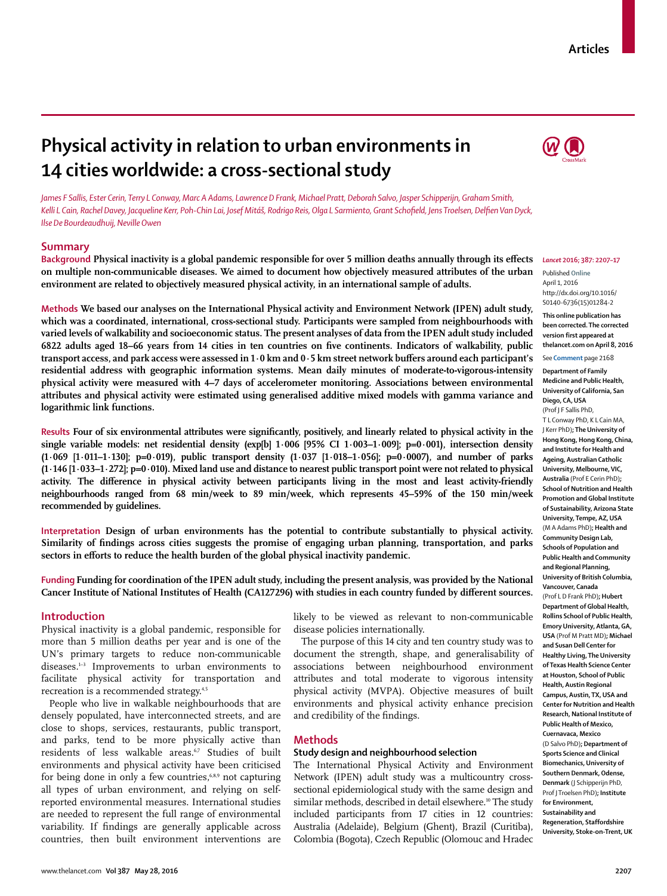Articles

# Physical activity in relation to urban environments in 14 cities worldwide: a cross-sectional study

*James F Sallis, Ester Cerin, Terry L Conway, Marc A Adams, Lawrence D Frank, Michael Pratt, Deborah Salvo, Jasper Schipperijn, Graham Smith, Kelli L Cain, Rachel Davey, Jacqueline Kerr, Poh-Chin Lai, Josef Mitáš, Rodrigo Reis, Olga L Sarmiento, Grant Schofield, Jens Troelsen, Delfien Van Dyck, Ilse De Bourdeaudhuij, Neville Owen*

## Summary

**Background** **Physical inactivity is a global pandemic responsible for over 5 million deaths annually through its effects on multiple non-communicable diseases. We aimed to document how objectively measured attributes of the urban environment are related to objectively measured physical activity, in an international sample of adults.**

**Methods** **We based our analyses on the International Physical activity and Environment Network (IPEN) adult study, which was a coordinated, international, cross-sectional study. Participants were sampled from neighbourhoods with varied levels of walkability and socioeconomic status. The present analyses of data from the IPEN adult study included 6822 adults aged 18–66 years from 14 cities in ten countries on five continents. Indicators of walkability, public transport access, and park access were assessed in 1·0 km and 0·5 km street network buffers around each participant's residential address with geographic information systems. Mean daily minutes of moderate-to-vigorous-intensity physical activity were measured with 4–7 days of accelerometer monitoring. Associations between environmental attributes and physical activity were estimated using generalised additive mixed models with gamma variance and logarithmic link functions.**

**Results** **Four of six environmental attributes were significantly, positively, and linearly related to physical activity in the single variable models: net residential density (exp[b] 1·006 [95% CI 1·003–1·009]; p=0·001), intersection density (1·069 [1·011–1·130]; p=0·019), public transport density (1·037 [1·018–1·056]; p=0·0007), and number of parks (1·146 [1·033–1·272]; p=0·010). Mixed land use and distance to nearest public transport point were not related to physical activity. The difference in physical activity between participants living in the most and least activity-friendly neighbourhoods ranged from 68 min/week to 89 min/week, which represents 45–59% of the 150 min/week recommended by guidelines.**

**Interpretation** **Design of urban environments has the potential to contribute substantially to physical activity. Similarity of findings across cities suggests the promise of engaging urban planning, transportation, and parks sectors in efforts to reduce the health burden of the global physical inactivity pandemic.**

**Funding** **Funding for coordination of the IPEN adult study, including the present analysis, was provided by the National Cancer Institute of National Institutes of Health (CA127296) with studies in each country funded by different sources.**

*Lancet* 2016; 387: 2207–17

Published **Online** April 1, 2016 http://dx.doi.org/10.1016/S0140-6736(15)01284-2

**This online publication has been corrected. The corrected version first appeared at thelancet.com on April 8, 2016**

See **Comment** page 2168

**Department of Family Medicine and Public Health, University of California, San Diego, CA, USA** (Prof J F Sallis PhD, T L Conway PhD, K L Cain MA, J Kerr PhD)**; The University of Hong Kong, Hong Kong, China, and Institute for Health and Ageing, Australian Catholic University, Melbourne, VIC, Australia** (Prof E Cerin PhD)**; School of Nutrition and Health Promotion and Global Institute of Sustainability, Arizona State University, Tempe, AZ, USA** (M A Adams PhD)**; Health and Community Design Lab, Schools of Population and Public Health and Community and Regional Planning, University of British Columbia, Vancouver, Canada** (Prof L D Frank PhD)**; Hubert Department of Global Health, Rollins School of Public Health, Emory University, Atlanta, GA, USA** (Prof M Pratt MD)**; Michael and Susan Dell Center for Healthy Living, The University of Texas Health Science Center at Houston, School of Public Health, Austin Regional Campus, Austin, TX, USA and Center for Nutrition and Health Research, National Institute of Public Health of Mexico, Cuernavaca, Mexico** (D Salvo PhD)**; Department of Sports Science and Clinical Biomechanics, University of Southern Denmark, Odense, Denmark** (J Schipperijn PhD, Prof J Troelsen PhD)**; Institute for Environment, Sustainability and Regeneration, Staffordshire University, Stoke-on-Trent, UK**

## Introduction

Physical inactivity is a global pandemic, responsible for more than 5 million deaths per year and is one of the UN's primary targets to reduce non-communicable diseases.[1–3] Improvements to urban environments to facilitate physical activity for transportation and recreation is a recommended strategy.[4,5]

People who live in walkable neighbourhoods that are densely populated, have interconnected streets, and are close to shops, services, restaurants, public transport, and parks, tend to be more physically active than residents of less walkable areas.[6,7] Studies of built environments and physical activity have been criticised for being done in only a few countries,[6,8,9] not capturing all types of urban environment, and relying on self-reported environmental measures. International studies are needed to represent the full range of environmental variability. If findings are generally applicable across countries, then built environment interventions are likely to be viewed as relevant to non-communicable disease policies internationally.

The purpose of this 14 city and ten country study was to document the strength, shape, and generalisability of associations between neighbourhood environment attributes and total moderate to vigorous intensity physical activity (MVPA). Objective measures of built environments and physical activity enhance precision and credibility of the findings.

## Methods

### Study design and neighbourhood selection

The International Physical Activity and Environment Network (IPEN) adult study was a multicountry cross-sectional epidemiological study with the same design and similar methods, described in detail elsewhere.[10] The study included participants from 17 cities in 12 countries: Australia (Adelaide), Belgium (Ghent), Brazil (Curitiba), Colombia (Bogota), Czech Republic (Olomouc and Hradec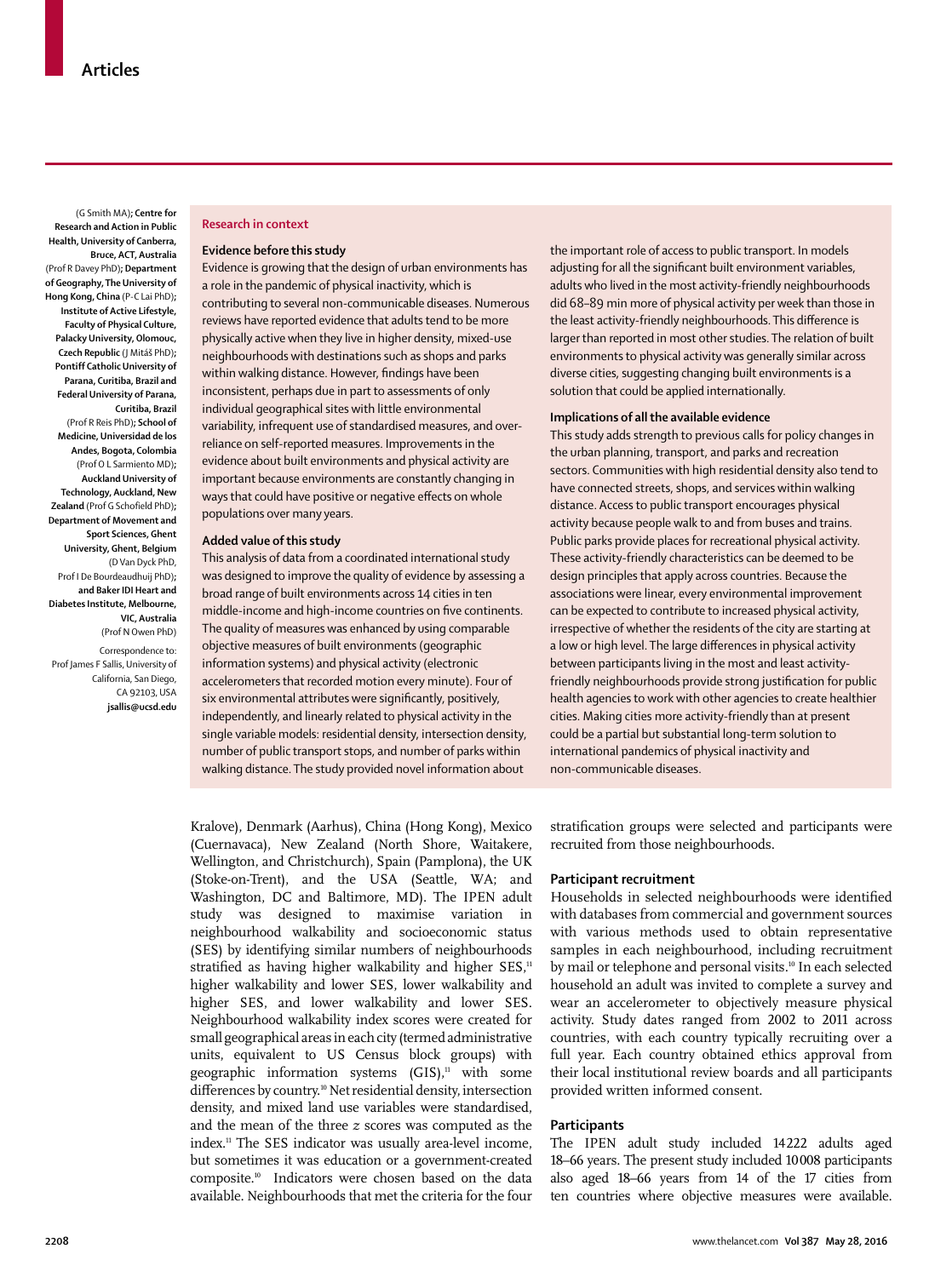(G Smith MA); **Centre for Research and Action in Public Health, University of Canberra, Bruce, ACT, Australia** (Prof R Davey PhD); **Department of Geography, The University of Hong Kong, China** (P-C Lai PhD); **Institute of Active Lifestyle, Faculty of Physical Culture, Palacky University, Olomouc, Czech Republic** (J Mitáš PhD); **Pontiff Catholic University of Parana, Curitiba, Brazil and Federal University of Parana, Curitiba, Brazil** (Prof R Reis PhD); **School of Medicine, Universidad de los Andes, Bogota, Colombia** (Prof O L Sarmiento MD); **Auckland University of Technology, Auckland, New Zealand** (Prof G Schofield PhD); **Department of Movement and Sport Sciences, Ghent University, Ghent, Belgium** (D Van Dyck PhD, Prof I De Bourdeaudhuij PhD); **and Baker IDI Heart and Diabetes Institute, Melbourne, VIC, Australia** (Prof N Owen PhD)

Correspondence to: Prof James F Sallis, University of California, San Diego, CA 92103, USA **jsallis@ucsd.edu**

## Research in context

### Evidence before this study

Evidence is growing that the design of urban environments has a role in the pandemic of physical inactivity, which is contributing to several non-communicable diseases. Numerous reviews have reported evidence that adults tend to be more physically active when they live in higher density, mixed-use neighbourhoods with destinations such as shops and parks within walking distance. However, findings have been inconsistent, perhaps due in part to assessments of only individual geographical sites with little environmental variability, infrequent use of standardised measures, and over-reliance on self-reported measures. Improvements in the evidence about built environments and physical activity are important because environments are constantly changing in ways that could have positive or negative effects on whole populations over many years.

### Added value of this study

This analysis of data from a coordinated international study was designed to improve the quality of evidence by assessing a broad range of built environments across 14 cities in ten middle-income and high-income countries on five continents. The quality of measures was enhanced by using comparable objective measures of built environments (geographic information systems) and physical activity (electronic accelerometers that recorded motion every minute). Four of six environmental attributes were significantly, positively, independently, and linearly related to physical activity in the single variable models: residential density, intersection density, number of public transport stops, and number of parks within walking distance. The study provided novel information about the important role of access to public transport. In models adjusting for all the significant built environment variables, adults who lived in the most activity-friendly neighbourhoods did 68–89 min more of physical activity per week than those in the least activity-friendly neighbourhoods. This difference is larger than reported in most other studies. The relation of built environments to physical activity was generally similar across diverse cities, suggesting changing built environments is a solution that could be applied internationally.

### Implications of all the available evidence

This study adds strength to previous calls for policy changes in the urban planning, transport, and parks and recreation sectors. Communities with high residential density also tend to have connected streets, shops, and services within walking distance. Access to public transport encourages physical activity because people walk to and from buses and trains. Public parks provide places for recreational physical activity. These activity-friendly characteristics can be deemed to be design principles that apply across countries. Because the associations were linear, every environmental improvement can be expected to contribute to increased physical activity, irrespective of whether the residents of the city are starting at a low or high level. The large differences in physical activity between participants living in the most and least activity-friendly neighbourhoods provide strong justification for public health agencies to work with other agencies to create healthier cities. Making cities more activity-friendly than at present could be a partial but substantial long-term solution to international pandemics of physical inactivity and non-communicable diseases.

Kralove), Denmark (Aarhus), China (Hong Kong), Mexico (Cuernavaca), New Zealand (North Shore, Waitakere, Wellington, and Christchurch), Spain (Pamplona), the UK (Stoke-on-Trent), and the USA (Seattle, WA; and Washington, DC and Baltimore, MD). The IPEN adult study was designed to maximise variation in neighbourhood walkability and socioeconomic status (SES) by identifying similar numbers of neighbourhoods stratified as having higher walkability and higher SES,[11] higher walkability and lower SES, lower walkability and higher SES, and lower walkability and lower SES. Neighbourhood walkability index scores were created for small geographical areas in each city (termed administrative units, equivalent to US Census block groups) with geographic information systems (GIS),[11] with some differences by country.[10] Net residential density, intersection density, and mixed land use variables were standardised, and the mean of the three *z* scores was computed as the index.[11] The SES indicator was usually area-level income, but sometimes it was education or a government-created composite.[10] Indicators were chosen based on the data available. Neighbourhoods that met the criteria for the four stratification groups were selected and participants were recruited from those neighbourhoods.

### Participant recruitment

Households in selected neighbourhoods were identified with databases from commercial and government sources with various methods used to obtain representative samples in each neighbourhood, including recruitment by mail or telephone and personal visits.[10] In each selected household an adult was invited to complete a survey and wear an accelerometer to objectively measure physical activity. Study dates ranged from 2002 to 2011 across countries, with each country typically recruiting over a full year. Each country obtained ethics approval from their local institutional review boards and all participants provided written informed consent.

### Participants

The IPEN adult study included 14 222 adults aged 18–66 years. The present study included 10 008 participants also aged 18–66 years from 14 of the 17 cities from ten countries where objective measures were available.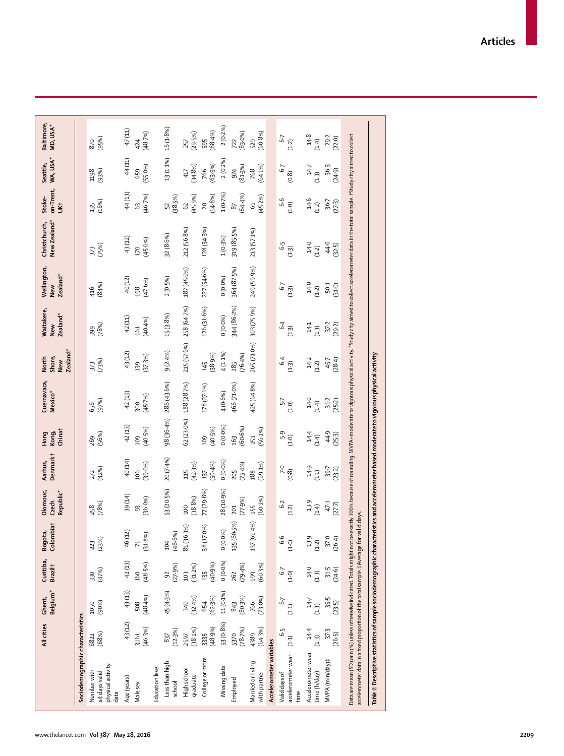| | All cities | Ghent, Belgium* | Curitiba, Brazil† | Bogota, Colombia† | Olomouc, Czech Republic* | Aarhus, Denmark† | Hong Kong, China† | Cuernavaca, Mexico* | North Shore, New Zealand* | Waitakere, New Zealand* | Wellington, New Zealand* | Christchurch, New Zealand* | Stoke-on-Trent, UK† | Seattle, WA, USA* | Baltimore, MD, USA* |
|---|---|---|---|---|---|---|---|---|---|---|---|---|---|---|---|
| **Sociodemographic characteristics** | | | | | | | | | | | | | | | |
| Number with ≥4 days valid physical activity data | 6822 (68%) | 1050 (90%) | 330 (47%) | 223 (23%) | 258 (78%) | 272 (42%) | 269 (56%) | 656 (97%) | 373 (73%) | 399 (78%) | 416 (84%) | 373 (75%) | 135 (16%) | 1198 (93%) | 870 (95%) |
| Age (years) | 43 (12) | 43 (13) | 42 (13) | 46 (12) | 39 (14) | 40 (14) | 42 (13) | 42 (13) | 43 (12) | 42 (11) | 40 (12) | 43 (12) | 44 (13) | 44 (11) | 47 (11) |
| Male sex | 3161 (46·3%) | 508 (48·4%) | 160 (48·5%) | 71 (31·8%) | 93 (36·0%) | 106 (39·0%) | 109 (40·5%) | 300 (45·7%) | 139 (37·3%) | 161 (40·4%) | 198 (47·6%) | 170 (45·6%) | 63 (46·7%) | 659 (55·0%) | 424 (48·7%) |
| Education level | | | | | | | | | | | | | | | |
| Less than high school | 837 (12·3%) | 45 (4·3%) | 92 (27·9%) | 104 (46·6%) | 53 (20·5%) | 20 (7·4%) | 98 (36·4%) | 286 (43·6%) | 9 (2·4%) | 15 (3·8%) | 2 (0·5%) | 32 (8·6%) | 52 (38·5%) | 13 (1·1%) | 16 (1·8%) |
| High school graduate | 2597 (38·1%) | 340 (32·4%) | 103 (31·2%) | 81 (36·3%) | 100 (38·8%) | 115 (42·3%) | 62 (23·0%) | 188 (28·7%) | 215 (57·6%) | 258 (64·7%) | 187 (45·0%) | 212 (56·8%) | 62 (45·9%) | 417 (34·8%) | 257 (29·5%) |
| College or more | 3335 (48·9%) | 654 (62·3%) | 135 (40·9%) | 38 (17·0%) | 77 (29·8%) | 137 (50·4%) | 109 (40·5%) | 178 (27·1%) | 145 (38·9%) | 126 (31·6%) | 227 (54·6%) | 128 (34·3%) | 20 (14·8%) | 766 (63·9%) | 595 (68·4%) |
| Missing data | 53 (0·8%) | 11 (0·1%) | 0 (0·0%) | 0 (0·0%) | 28 (10·9%) | 0 (0·0%) | 0 (0·0%) | 4 (0·6%) | 4 (1·1%) | 0 (0·0%) | 0 (0·0%) | 1 (0·3%) | 1 (0·7%) | 2 (0·2%) | 2 (0·2%) |
| Employed | 5370 (78·7%) | 843 (80·3%) | 262 (79·4%) | 135 (60·5%) | 201 (77·9%) | 205 (75·4%) | 163 (60·6%) | 466 (71·0%) | 285 (76·4%) | 344 (86·2%) | 364 (87·5%) | 319 (85·5%) | 87 (64·4%) | 974 (81·3%) | 722 (83·0%) |
| Married or living with partner | 4389 (64·3%) | 766 (73·0%) | 199 (60·3%) | 137 (61·4%) | 155 (60·1%) | 188 (69·1%) | 151 (56·1%) | 425 (64·8%) | 265 (71·0%) | 303 (75·9%) | 249 (59·9%) | 213 (57·1%) | 61 (45·2%) | 768 (64·1%) | 529 (60·8%) |
| **Accelerometer variables** | | | | | | | | | | | | | | | |
| Valid days of accelerometer wear time | 6·5 (1·1) | 6·7 (1·1) | 6·7 (1·0) | 6·6 (1·0) | 6·2 (1·2) | 7·0 (0·8) | 5·9 (1·0) | 5·7 (1·0) | 6·4 (1·3) | 6·4 (1·3) | 6·7 (1·3) | 6·5 (1·3) | 6·6 (1·0) | 6·7 (0·8) | 6·7 (1·2) |
| Accelerometer wear time (h/day) | 14·4 (1·3) | 14·7 (1·3) | 14·0 (1·3) | 13·9 (1·2) | 13·9 (1·4) | 14·9 (1·1) | 14·4 (1·4) | 14·0 (1·4) | 14·2 (1·2) | 14·1 (1·3) | 14·0 (1·2) | 14·0 (1·2) | 14·6 (1·2) | 14·7 (1·3) | 14·8 (1·4) |
| MVPA (min/day)‡ | 37·3 (26·5) | 35·5 (23·5) | 31·5 (24·6) | 37·0 (26·4) | 47·1 (27·7) | 39·7 (23·2) | 44·9 (25·3) | 31·2 (25·2) | 45·7 (28·4) | 37·2 (29·2) | 50·1 (31·0) | 44·0 (32·5) | 36·7 (27·3) | 36·3 (24·9) | 29·2 (22·0) |

Data are mean (SD) or n (%) unless otherwise indicated. Totals might not be exactly 100% because of rounding. MVPA=moderate to vigorous physical activity. *Study city aimed to collect accelerometer data in the total sample. †Study city aimed to collect accelerometer data in a fixed proportion of the total sample. ‡Average for valid days.

*Table 1: Descriptive statistics of sample sociodemographic characteristics and accelerometer based moderate to vigorous physical activity*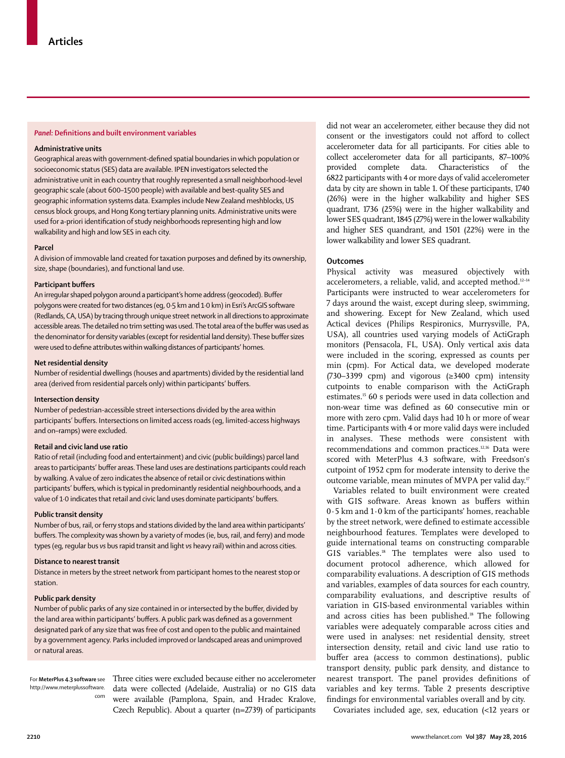## *Panel:* Definitions and built environment variables

**Administrative units**

Geographical areas with government-defined spatial boundaries in which population or socioeconomic status (SES) data are available. IPEN investigators selected the administrative unit in each country that roughly represented a small neighborhood-level geographic scale (about 600–1500 people) with available and best-quality SES and geographic information systems data. Examples include New Zealand meshblocks, US census block groups, and Hong Kong tertiary planning units. Administrative units were used for a-priori identification of study neighborhoods representing high and low walkability and high and low SES in each city.

**Parcel**

A division of immovable land created for taxation purposes and defined by its ownership, size, shape (boundaries), and functional land use.

**Participant buffers**

An irregular shaped polygon around a participant's home address (geocoded). Buffer polygons were created for two distances (eg, 0·5 km and 1·0 km) in Esri's ArcGIS software (Redlands, CA, USA) by tracing through unique street network in all directions to approximate accessible areas. The detailed no trim setting was used. The total area of the buffer was used as the denominator for density variables (except for residential land density). These buffer sizes were used to define attributes within walking distances of participants' homes.

**Net residential density**

Number of residential dwellings (houses and apartments) divided by the residential land area (derived from residential parcels only) within participants' buffers.

**Intersection density**

Number of pedestrian-accessible street intersections divided by the area within participants' buffers. Intersections on limited access roads (eg, limited-access highways and on–ramps) were excluded.

**Retail and civic land use ratio**

Ratio of retail (including food and entertainment) and civic (public buildings) parcel land areas to participants' buffer areas. These land uses are destinations participants could reach by walking. A value of zero indicates the absence of retail or civic destinations within participants' buffers, which is typical in predominantly residential neighbourhoods, and a value of 1·0 indicates that retail and civic land uses dominate participants' buffers.

**Public transit density**

Number of bus, rail, or ferry stops and stations divided by the land area within participants' buffers. The complexity was shown by a variety of modes (ie, bus, rail, and ferry) and mode types (eg, regular bus *vs* bus rapid transit and light *vs* heavy rail) within and across cities.

**Distance to nearest transit**

Distance in meters by the street network from participant homes to the nearest stop or station.

**Public park density**

Number of public parks of any size contained in or intersected by the buffer, divided by the land area within participants' buffers. A public park was defined as a government designated park of any size that was free of cost and open to the public and maintained by a government agency. Parks included improved or landscaped areas and unimproved or natural areas.

For **MeterPlus 4.3 software** see http://www.meterplussoftware.com

Three cities were excluded because either no accelerometer data were collected (Adelaide, Australia) or no GIS data were available (Pamplona, Spain, and Hradec Kralove, Czech Republic). About a quarter (n=2739) of participants did not wear an accelerometer, either because they did not consent or the investigators could not afford to collect accelerometer data for all participants. For cities able to collect accelerometer data for all participants, 87–100% provided complete data. Characteristics of the 6822 participants with 4 or more days of valid accelerometer data by city are shown in table 1. Of these participants, 1740 (26%) were in the higher walkability and higher SES quadrant, 1736 (25%) were in the higher walkability and lower SES quadrant, 1845 (27%) were in the lower walkability and higher SES quadrant, and 1501 (22%) were in the lower walkability and lower SES quadrant.

### Outcomes

Physical activity was measured objectively with accelerometers, a reliable, valid, and accepted method.[12–14] Participants were instructed to wear accelerometers for 7 days around the waist, except during sleep, swimming, and showering. Except for New Zealand, which used Actical devices (Philips Respironics, Murrysville, PA, USA), all countries used varying models of ActiGraph monitors (Pensacola, FL, USA). Only vertical axis data were included in the scoring, expressed as counts per min (cpm). For Actical data, we developed moderate (730–3399 cpm) and vigorous (≥3400 cpm) intensity cutpoints to enable comparison with the ActiGraph estimates.[15] 60 s periods were used in data collection and non-wear time was defined as 60 consecutive min or more with zero cpm. Valid days had 10 h or more of wear time. Participants with 4 or more valid days were included in analyses. These methods were consistent with recommendations and common practices.[12,16] Data were scored with MeterPlus 4.3 software, with Freedson's cutpoint of 1952 cpm for moderate intensity to derive the outcome variable, mean minutes of MVPA per valid day.[17]

Variables related to built environment were created with GIS software. Areas known as buffers within 0·5 km and 1·0 km of the participants' homes, reachable by the street network, were defined to estimate accessible neighbourhood features. Templates were developed to guide international teams on constructing comparable GIS variables.[18] The templates were also used to document protocol adherence, which allowed for comparability evaluations. A description of GIS methods and variables, examples of data sources for each country, comparability evaluations, and descriptive results of variation in GIS-based environmental variables within and across cities has been published.[18] The following variables were adequately comparable across cities and were used in analyses: net residential density, street intersection density, retail and civic land use ratio to buffer area (access to common destinations), public transport density, public park density, and distance to nearest transport. The panel provides definitions of variables and key terms. Table 2 presents descriptive findings for environmental variables overall and by city.

Covariates included age, sex, education (<12 years or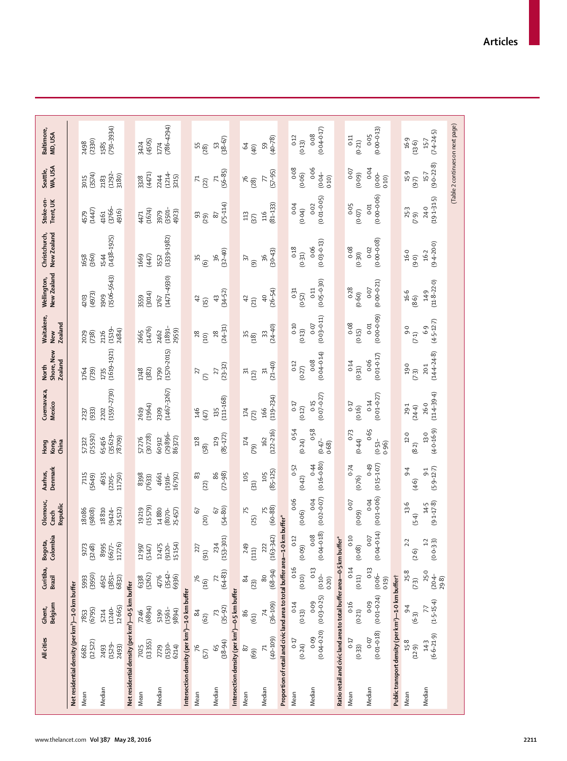| | All cities | Ghent, Belgium | Curitiba, Brazil | Bogota, Colombia | Olomouc, Czech Republic | Aarhus, Denmark | Hong Kong, China | Cuernavaca, Mexico | North Shore, New Zealand | Waitakere, New Zealand | Wellington, New Zealand | Christchurch, New Zealand | Stoke-on-Trent, UK | Seattle, WA, USA | Baltimore, MD, USA |
|---|---|---|---|---|---|---|---|---|---|---|---|---|---|---|---|
| **Net residential density (per km²)—1·0 km buffer** | | | | | | | | | | | | | | | |
| Mean | 6682 (12 522) | 7853 (6795) | 5993 (3950) | 9273 (3248) | 18 086 (9808) | 7115 (5649) | 57 322 (25 592) | 2237 (933) | 1764 (739) | 2029 (738) | 4203 (4973) | 1658 (360) | 4579 (1447) | 3015 (3574) | 2498 (2330) |
| Median | 2493 (1529–2493) | 5214 (1240–12 665) | 4652 (3851–6832) | 8995 (6677–11 726) | 18 810 (9424–24 512) | 4635 (2205–11 750) | 65 456 (35 629–78 709) | 2202 (1597–2730) | 1735 (1619–1921) | 2126 (1519–2484) | 1909 (1506–5643) | 1544 (1438–1925) | 4161 (3766–4916) | 2183 (1292–3180) | 1585 (791–3934) |
| **Net residential density (per km²)—0·5 km buffer** | | | | | | | | | | | | | | | |
| Mean | 7025 (13 355) | 7246 (6894) | 6338 (5262) | 12 997 (5147) | 19 219 (15 579) | 8398 (7633) | 57 276 (30 728) | 2619 (1964) | 1748 (382) | 2665 (1476) | 3559 (3014) | 1669 (447) | 4471 (1674) | 3328 (4471) | 3424 (4505) |
| Median | 2729 (1530–6214) | 5190 (1561–9894) | 4776 (3542–6936) | 12 475 (9120–15 154) | 14 880 (8070–25 457) | 4661 (1916–16 792) | 60 912 (29 896–86 372) | 2309 (1467–3267) | 1790 (1570–2015) | 2462 (1891–2959) | 1767 (1471–4930) | 1552 (1339–1982) | 3979 (3501–4923) | 2244 (1214–3215) | 1774 (786–4294) |
| **Intersection density (per km²)—1·0 km buffer** | | | | | | | | | | | | | | | |
| Mean | 76 (57) | 84 (62) | 76 (16) | 227 (91) | 67 (20) | 83 (22) | 128 (58) | 146 (47) | 27 (7) | 28 (10) | 42 (15) | 35 (6) | 93 (29) | 71 (22) | 55 (28) |
| Median | 65 (38–94) | 73 (35–92) | 72 (64–83) | 234 (153–301) | 67 (54–80) | 86 (72–98) | 129 (85–172) | 135 (111–168) | 27 (23–32) | 28 (24–31) | 43 (34–52) | 36 (32–40) | 87 (75–114) | 71 (56–85) | 53 (38–67) |
| **Intersection density (per km²)—0·5 km buffer** | | | | | | | | | | | | | | | |
| Mean | 87 (69) | 86 (61) | 84 (23) | 249 (111) | 75 (25) | 105 (31) | 174 (79) | 174 (72) | 31 (12) | 35 (18) | 42 (21) | 37 (9) | 113 (37) | 76 (28) | 64 (40) |
| Median | 71 (40–109) | 74 (36–109) | 80 (68–94) | 222 (163–342) | 75 (60–88) | 105 (85–125) | 162 (122–216) | 166 (119–234) | 31 (21–40) | 33 (24–40) | 40 (26–54) | 36 (30–43) | 116 (81–133) | 77 (57–95) | 59 (40–78) |
| **Proportion of retail and civic land area to total buffer area—1·0 km buffer*** | | | | | | | | | | | | | | | |
| Mean | 0·17 (0·24) | 0·14 (0·13) | 0·16 (0·10) | 0·12 (0·09) | 0·06 (0·06) | 0·52 (0·42) | 0·54 (0·24) | 0·17 (0·12) | 0·12 (0·27) | 0·10 (0·13) | 0·31 (0·52) | 0·18 (0·31) | 0·04 (0·04) | 0·08 (0·06) | 0·12 (0·13) |
| Median | 0·09 (0·04–0·20) | 0·09 (0·03–0·25) | 0·13 (0·10–0·20) | 0·08 (0·04–0·18) | 0·04 (0·02–0·07) | 0·44 (0·16–0·80) | 0·58 (0·47–0·68) | 0·15 (0·07–0·27) | 0·08 (0·04–0·14) | 0·07 (0·03–0·11) | 0·11 (0·05–0·30) | 0·06 (0·03–0·13) | 0·02 (0·01–0·05) | 0·06 (0·04–0·10) | 0·08 (0·04–0·17) |
| **Ratio retail and civic land area to total buffer area—0·5 km buffer*** | | | | | | | | | | | | | | | |
| Mean | 0·17 (0·33) | 0·16 (0·21) | 0·14 (0·11) | 0·10 (0·08) | 0·07 (0·09) | 0·74 (0·76) | 0·73 (0·44) | 0·17 (0·16) | 0·14 (0·31) | 0·08 (0·15) | 0·28 (0·60) | 0·08 (0·30) | 0·05 (0·07) | 0·07 (0·09) | 0·11 (0·21) |
| Median | 0·07 (0·01–0·18) | 0·09 (0·01–0·24) | 0·13 (0·06–0·19) | 0·07 (0·04–0·14) | 0·04 (0·01–0·06) | 0·49 (0·15–1·07) | 0·65 (0·51–0·96) | 0·14 (0·01–0·27) | 0·06 (0·01–0·17) | 0·01 (0·00–0·09) | 0·07 (0·00–0·21) | 0·02 (0·00–0·08) | 0·01 (0·00–0·06) | 0·04 (0·00–0·10) | 0·05 (0·00–0·13) |
| **Public transport density (per km²)—1·0 km buffer†** | | | | | | | | | | | | | | | |
| Mean | 15·8 (12·9) | 9·4 (6·3) | 25·8 (7·3) | 2·2 (2·6) | 13·6 (5·4) | 9·4 (4·6) | 12·0 (8·2) | 29·1 (24·4) | 19·0 (7·3) | 9·0 (7·1) | 16·6 (8·6) | 16·0 (9·0) | 25·3 (7·9) | 15·9 (9·7) | 16·9 (13·6) |
| Median | 14·3 (6·6–21·9) | 7·7 (1·5–15·4) | 25·0 (20·4–29·8) | 1·2 (0·0–3·3) | 14·5 (9·1–17·8) | 9·1 (5·9–12·7) | 13·0 (4·0–16·9) | 26·0 (11·4–39·4) | 20·1 (14·4–24·8) | 6·9 (4·5–12·7) | 14·9 (11·8–22·0) | 16·2 (9·4–20·0) | 24·0 (19·1–31·5) | 15·7 (9·0–22·8) | 15·7 (7·4–24·5) |

(Table 2 continues on next page)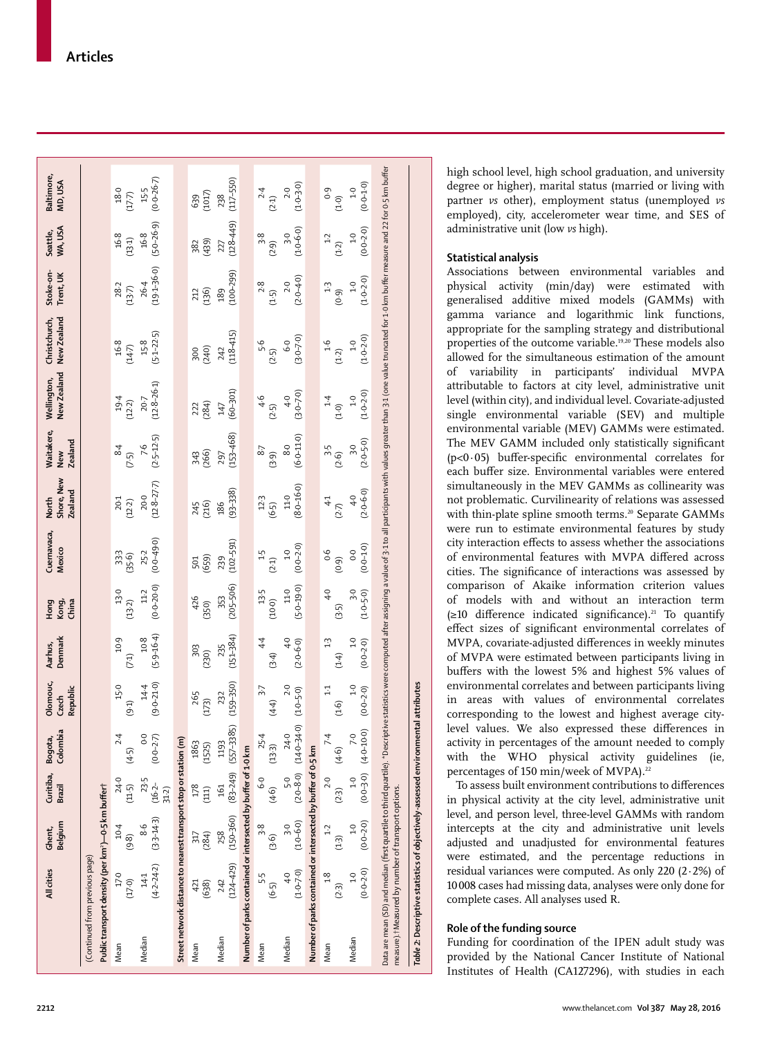| | All cities | Ghent, Belgium | Curitiba, Brazil | Bogota, Colombia | Olomouc, Czech Republic | Aarhus, Denmark | Hong Kong, China | Cuernavaca, Mexico | North Shore, New Zealand | Waitakere, New Zealand | Wellington, New Zealand | Christchurch, New Zealand | Stoke-on-Trent, UK | Seattle, WA, USA | Baltimore, MD, USA |
|---|---|---|---|---|---|---|---|---|---|---|---|---|---|---|---|
| (Continued from previous page) | | | | | | | | | | | | | | | |
| **Public transport density (per km²)—0·5 km buffer†** | | | | | | | | | | | | | | | |
| Mean | 17·0 (17·0) | 10·4 (9·8) | 24·0 (11·5) | 2·4 (4·5) | 15·0 (9·1) | 10·9 (7·1) | 13·0 (13·2) | 33·3 (35·6) | 20·1 (12·2) | 8·4 (7·5) | 19·4 (12·2) | 16·8 (14·7) | 28·2 (13·7) | 16·8 (13·1) | 18·0 (17·7) |
| Median | 14·1 (4·2–24·2) | 8·6 (3·3–14·3) | 23·5 (16·2–31·2) | 0·0 (0·0–2·7) | 14·4 (9·0–21·0) | 10·8 (5·9–16·4) | 11·2 (0·0–20·0) | 25·2 (0·0–49·0) | 20·0 (12·8–27·7) | 7·6 (2·5–12·5) | 20·7 (12·8–26·1) | 15·8 (5·1–22·5) | 26·4 (19·1–36·0) | 16·8 (5·0–26·9) | 15·5 (0·0–26·7) |
| **Street network distance to nearest transport stop or station (m)** | | | | | | | | | | | | | | | |
| Mean | 421 (638) | 317 (284) | 178 (111) | 1863 (1525) | 265 (173) | 303 (230) | 426 (350) | 501 (659) | 245 (216) | 343 (266) | 222 (284) | 300 (240) | 212 (136) | 382 (439) | 639 (1017) |
| Median | 242 (124–429) | 258 (150–360) | 161 (83–249) | 1193 (557–3385) | 232 (159–350) | 235 (151–384) | 353 (205–506) | 239 (102–591) | 186 (93–338) | 297 (153–468) | 147 (60–301) | 242 (118–415) | 189 (100–299) | 227 (128–449) | 238 (117–550) |
| **Number of parks contained or intersected by buffer of 1·0 km** | | | | | | | | | | | | | | | |
| Mean | 5·5 (6·5) | 3·8 (3·6) | 6·0 (4·6) | 25·4 (13·3) | 3·7 (4·4) | 4·4 (3·4) | 13·5 (10·0) | 1·5 (2·1) | 12·3 (6·5) | 8·7 (3·9) | 4·6 (2·5) | 5·6 (2·5) | 2·8 (1·5) | 3·8 (2·9) | 2·4 (2·1) |
| Median | 4·0 (1·0–7·0) | 3·0 (1·0–6·0) | 5·0 (2·0–8·0) | 24·0 (14·0–34·0) | 2·0 (1·0–5·0) | 4·0 (2·0–6·0) | 11·0 (5·0–19·0) | 1·0 (0·0–2·0) | 11·0 (8·0–16·0) | 8·0 (6·0–11·0) | 4·0 (3·0–7·0) | 6·0 (3·0–7·0) | 2·0 (2·0–4·0) | 3·0 (1·0–6·0) | 2·0 (1·0–3·0) |
| **Number of parks contained or intersected by buffer of 0·5 km** | | | | | | | | | | | | | | | |
| Mean | 1·8 (2·3) | 1·2 (1·3) | 2·0 (2·3) | 7·4 (4·6) | 1·1 (1·6) | 1·3 (1·4) | 4·0 (3·5) | 0·6 (0·9) | 4·1 (2·7) | 3·5 (2·6) | 1·4 (1·0) | 1·6 (1·2) | 1·3 (0·9) | 1·2 (1·2) | 0·9 (1·0) |
| Median | 1·0 (0·0–2·0) | 1·0 (0·0–2·0) | 1·0 (0·0–3·0) | 7·0 (4·0–10·0) | 1·0 (0·0–2·0) | 1·0 (0·0–2·0) | 3·0 (1·0–5·0) | 0·0 (0·0–1·0) | 4·0 (2·0–6·0) | 3·0 (2·0–5·0) | 1·0 (1·0–2·0) | 1·0 (1·0–2·0) | 1·0 (1·0–2·0) | 1·0 (0·0–2·0) | 1·0 (0·0–1·0) |

Data are mean (SD) and median (first quartile to third quartile). *Descriptive statistics were computed after assigning a value of 3·1 to all participants with values greater than 3·1 (one value truncated for 1·0 km buffer measure and 22 for 0·5 km buffer measure). †Measured by number of transport options.

*Table 2:* Descriptive statistics of objectively-assessed environmental attributes

high school level, high school graduation, and university degree or higher), marital status (married or living with partner *vs* other), employment status (unemployed *vs* employed), city, accelerometer wear time, and SES of administrative unit (low *vs* high).

## Statistical analysis

Associations between environmental variables and physical activity (min/day) were estimated with generalised additive mixed models (GAMMs) with gamma variance and logarithmic link functions, appropriate for the sampling strategy and distributional properties of the outcome variable.[19,20] These models also allowed for the simultaneous estimation of the amount of variability in participants' individual MVPA attributable to factors at city level, administrative unit level (within city), and individual level. Covariate-adjusted single environmental variable (SEV) and multiple environmental variable (MEV) GAMMs were estimated. The MEV GAMM included only statistically significant ($p<0·05$) buffer-specific environmental correlates for each buffer size. Environmental variables were entered simultaneously in the MEV GAMMs as collinearity was not problematic. Curvilinearity of relations was assessed with thin-plate spline smooth terms.[20] Separate GAMMs were run to estimate environmental features by study city interaction effects to assess whether the associations of environmental features with MVPA differed across cities. The significance of interactions was assessed by comparison of Akaike information criterion values of models with and without an interaction term (≥10 difference indicated significance).[21] To quantify effect sizes of significant environmental correlates of MVPA, covariate-adjusted differences in weekly minutes of MVPA were estimated between participants living in buffers with the lowest 5% and highest 5% values of environmental correlates and between participants living in areas with values of environmental correlates corresponding to the lowest and highest average city-level values. We also expressed these differences in activity in percentages of the amount needed to comply with the WHO physical activity guidelines (ie, percentages of 150 min/week of MVPA).[22]

To assess built environment contributions to differences in physical activity at the city level, administrative unit level, and person level, three-level GAMMs with random intercepts at the city and administrative unit levels adjusted and unadjusted for environmental features were estimated, and the percentage reductions in residual variances were computed. As only 220 (2·2%) of 10 008 cases had missing data, analyses were only done for complete cases. All analyses used R.

## Role of the funding source

Funding for coordination of the IPEN adult study was provided by the National Cancer Institute of National Institutes of Health (CA127296), with studies in each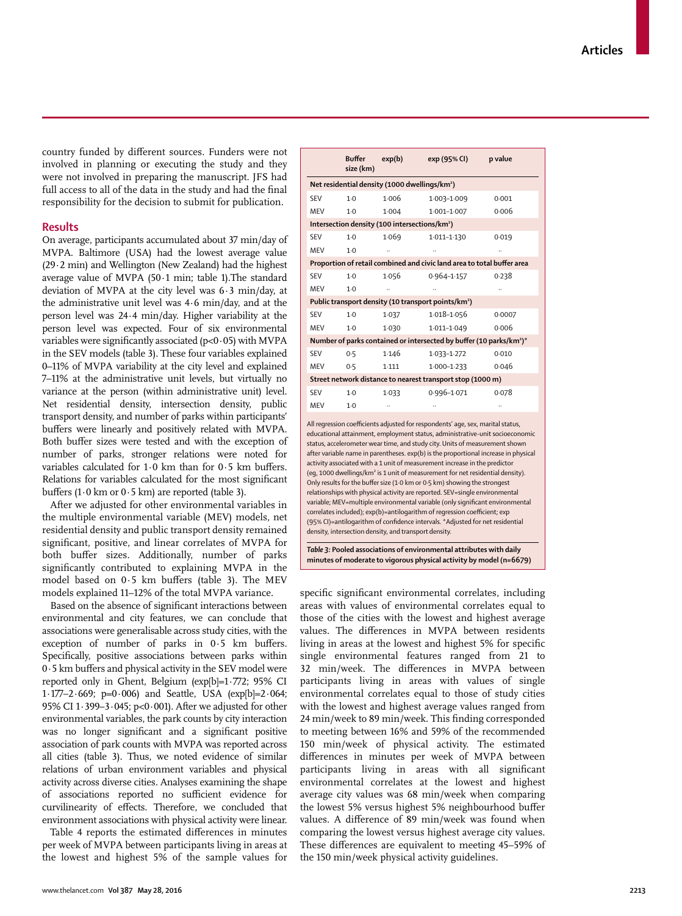country funded by different sources. Funders were not involved in planning or executing the study and they were not involved in preparing the manuscript. JFS had full access to all of the data in the study and had the final responsibility for the decision to submit for publication.

## Results

On average, participants accumulated about 37 min/day of MVPA. Baltimore (USA) had the lowest average value (29·2 min) and Wellington (New Zealand) had the highest average value of MVPA (50·1 min; table 1).The standard deviation of MVPA at the city level was 6·3 min/day, at the administrative unit level was 4·6 min/day, and at the person level was 24·4 min/day. Higher variability at the person level was expected. Four of six environmental variables were significantly associated ($p<0·05$) with MVPA in the SEV models (table 3). These four variables explained 0–11% of MVPA variability at the city level and explained 7–11% at the administrative unit levels, but virtually no variance at the person (within administrative unit) level. Net residential density, intersection density, public transport density, and number of parks within participants' buffers were linearly and positively related with MVPA. Both buffer sizes were tested and with the exception of number of parks, stronger relations were noted for variables calculated for 1·0 km than for 0·5 km buffers. Relations for variables calculated for the most significant buffers (1·0 km or 0·5 km) are reported (table 3).

After we adjusted for other environmental variables in the multiple environmental variable (MEV) models, net residential density and public transport density remained significant, positive, and linear correlates of MVPA for both buffer sizes. Additionally, number of parks significantly contributed to explaining MVPA in the model based on 0·5 km buffers (table 3). The MEV models explained 11–12% of the total MVPA variance.

Based on the absence of significant interactions between environmental and city features, we can conclude that associations were generalisable across study cities, with the exception of number of parks in 0·5 km buffers. Specifically, positive associations between parks within 0·5 km buffers and physical activity in the SEV model were reported only in Ghent, Belgium (exp[b]=1·772; 95% CI 1·177–2·669; p=0·006) and Seattle, USA (exp[b]=2·064; 95% CI 1·399–3·045; $p<0·001$). After we adjusted for other environmental variables, the park counts by city interaction was no longer significant and a significant positive association of park counts with MVPA was reported across all cities (table 3). Thus, we noted evidence of similar relations of urban environment variables and physical activity across diverse cities. Analyses examining the shape of associations reported no sufficient evidence for curvilinearity of effects. Therefore, we concluded that environment associations with physical activity were linear.

Table 4 reports the estimated differences in minutes per week of MVPA between participants living in areas at the lowest and highest 5% of the sample values for specific significant environmental correlates, including areas with values of environmental correlates equal to those of the cities with the lowest and highest average values. The differences in MVPA between residents living in areas at the lowest and highest 5% for specific single environmental features ranged from 21 to 32 min/week. The differences in MVPA between participants living in areas with values of single environmental correlates equal to those of study cities with the lowest and highest average values ranged from 24 min/week to 89 min/week. This finding corresponded to meeting between 16% and 59% of the recommended 150 min/week of physical activity. The estimated differences in minutes per week of MVPA between participants living in areas with all significant environmental correlates at the lowest and highest average city values was 68 min/week when comparing the lowest 5% versus highest 5% neighbourhood buffer values. A difference of 89 min/week was found when comparing the lowest versus highest average city values. These differences are equivalent to meeting 45–59% of the 150 min/week physical activity guidelines.

| | Buffer size (km) | exp(b) | exp (95% CI) | p value |
|---|---|---|---|---|
| **Net residential density (1000 dwellings/km²)** | | | | |
| SEV | 1·0 | 1·006 | 1·003–1·009 | 0·001 |
| MEV | 1·0 | 1·004 | 1·001–1·007 | 0·006 |
| **Intersection density (100 intersections/km²)** | | | | |
| SEV | 1·0 | 1·069 | 1·011–1·130 | 0·019 |
| MEV | 1·0 | .. | .. | .. |
| **Proportion of retail combined and civic land area to total buffer area** | | | | |
| SEV | 1·0 | 1·056 | 0·964–1·157 | 0·238 |
| MEV | 1·0 | .. | .. | .. |
| **Public transport density (10 transport points/km²)** | | | | |
| SEV | 1·0 | 1·037 | 1·018–1·056 | 0·0007 |
| MEV | 1·0 | 1·030 | 1·011–1·049 | 0·006 |
| **Number of parks contained or intersected by buffer (10 parks/km²)*** | | | | |
| SEV | 0·5 | 1·146 | 1·033–1·272 | 0·010 |
| MEV | 0·5 | 1·111 | 1·000–1·233 | 0·046 |
| **Street network distance to nearest transport stop (1000 m)** | | | | |
| SEV | 1·0 | 1·033 | 0·996–1·071 | 0·078 |
| MEV | 1·0 | .. | .. | .. |

All regression coefficients adjusted for respondents' age, sex, marital status, educational attainment, employment status, administrative-unit socioeconomic status, accelerometer wear time, and study city. Units of measurement shown after variable name in parentheses. exp(b) is the proportional increase in physical activity associated with a 1 unit of measurement increase in the predictor (eg, 1000 dwellings/km² is 1 unit of measurement for net residential density). Only results for the buffer size (1·0 km or 0·5 km) showing the strongest relationships with physical activity are reported. SEV=single environmental variable; MEV=multiple environmental variable (only significant environmental correlates included); exp(b)=antilogarithm of regression coefficient; exp (95% CI)=antilogarithm of confidence intervals. *Adjusted for net residential density, intersection density, and transport density.

***Table 3:* Pooled associations of environmental attributes with daily minutes of moderate to vigorous physical activity by model (n=6679)**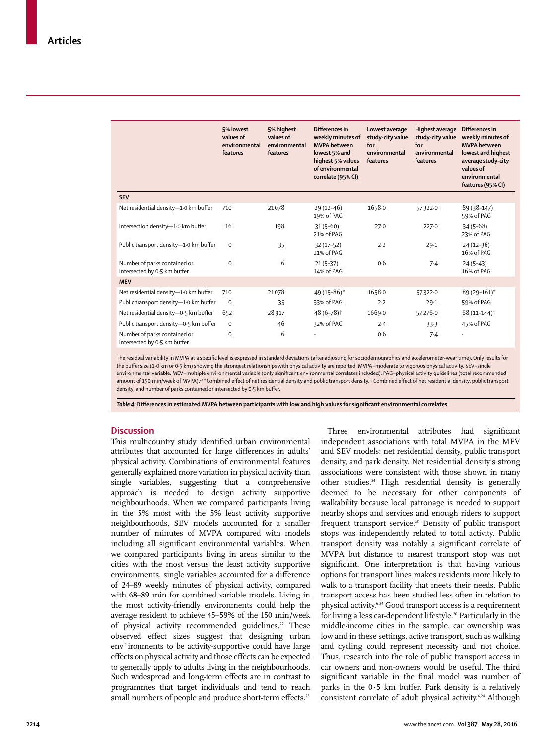|  | 5% lowest values of environmental features | 5% highest values of environmental features | Differences in weekly minutes of MVPA between lowest 5% and highest 5% values of environmental correlate (95% CI) | Lowest average study-city value for environmental features | Highest average study-city value for environmental features | Differences in weekly minutes of MVPA between lowest and highest average study-city values of environmental features (95% CI) |
|---|---|---|---|---|---|---|
| **SEV** |  |  |  |  |  |  |
| Net residential density—1·0 km buffer | 710 | 21 078 | 29 (12–46) 19% of PAG | 1658·0 | 57 322·0 | 89 (38–147) 59% of PAG |
| Intersection density—1·0 km buffer | 16 | 198 | 31 (5–60) 21% of PAG | 27·0 | 227·0 | 34 (5–68) 23% of PAG |
| Public transport density—1·0 km buffer | 0 | 35 | 32 (17–52) 21% of PAG | 2·2 | 29·1 | 24 (12–36) 16% of PAG |
| Number of parks contained or intersected by 0·5 km buffer | 0 | 6 | 21 (5–37) 14% of PAG | 0·6 | 7·4 | 24 (5–43) 16% of PAG |
| **MEV** |  |  |  |  |  |  |
| Net residential density—1·0 km buffer | 710 | 21 078 | 49 (15–86)* | 1658·0 | 57 322·0 | 89 (29–161)* |
| Public transport density—1·0 km buffer | 0 | 35 | 33% of PAG | 2·2 | 29·1 | 59% of PAG |
| Net residential density—0·5 km buffer | 652 | 28 917 | 48 (6–78)† | 1669·0 | 57 276·0 | 68 (11–144)† |
| Public transport density—0·5 km buffer | 0 | 46 | 32% of PAG | 2·4 | 33·3 | 45% of PAG |
| Number of parks contained or intersected by 0·5 km buffer | 0 | 6 | .. | 0·6 | 7·4 | .. |

The residual variability in MVPA at a specific level is expressed in standard deviations (after adjusting for sociodemographics and accelerometer-wear time). Only results for the buffer size (1·0 km or 0·5 km) showing the strongest relationships with physical activity are reported. MVPA=moderate to vigorous physical activity. SEV=single environmental variable. MEV=multiple environmental variable (only significant environmental correlates included). PAG=physical activity guidelines (total recommended amount of 150 min/week of MVPA).[22] *Combined effect of net residential density and public transport density. †Combined effect of net residential density, public transport density, and number of parks contained or intersected by 0·5 km buffer.

*Table 4:* **Differences in estimated MVPA between participants with low and high values for significant environmental correlates**

## Discussion

This multicountry study identified urban environmental attributes that accounted for large differences in adults' physical activity. Combinations of environmental features generally explained more variation in physical activity than single variables, suggesting that a comprehensive approach is needed to design activity supportive neighbourhoods. When we compared participants living in the 5% most with the 5% least activity supportive neighbourhoods, SEV models accounted for a smaller number of minutes of MVPA compared with models including all significant environmental variables. When we compared participants living in areas similar to the cities with the most versus the least activity supportive environments, single variables accounted for a difference of 24–89 weekly minutes of physical activity, compared with 68–89 min for combined variable models. Living in the most activity-friendly environments could help the average resident to achieve 45–59% of the 150 min/week of physical activity recommended guidelines.[22] These observed effect sizes suggest that designing urban env`ironments to be activity-supportive could have large effects on physical activity and those effects can be expected to generally apply to adults living in the neighbourhoods. Such widespread and long-term effects are in contrast to programmes that target individuals and tend to reach small numbers of people and produce short-term effects.[23]

Three environmental attributes had significant independent associations with total MVPA in the MEV and SEV models: net residential density, public transport density, and park density. Net residential density's strong associations were consistent with those shown in many other studies.[24] High residential density is generally deemed to be necessary for other components of walkability because local patronage is needed to support nearby shops and services and enough riders to support frequent transport service.[25] Density of public transport stops was independently related to total activity. Public transport density was notably a significant correlate of MVPA but distance to nearest transport stop was not significant. One interpretation is that having various options for transport lines makes residents more likely to walk to a transport facility that meets their needs. Public transport access has been studied less often in relation to physical activity.[6,24] Good transport access is a requirement for living a less car-dependent lifestyle.[26] Particularly in the middle-income cities in the sample, car ownership was low and in these settings, active transport, such as walking and cycling could represent necessity and not choice. Thus, research into the role of public transport access in car owners and non-owners would be useful. The third significant variable in the final model was number of parks in the 0·5 km buffer. Park density is a relatively consistent correlate of adult physical activity.[6,24] Although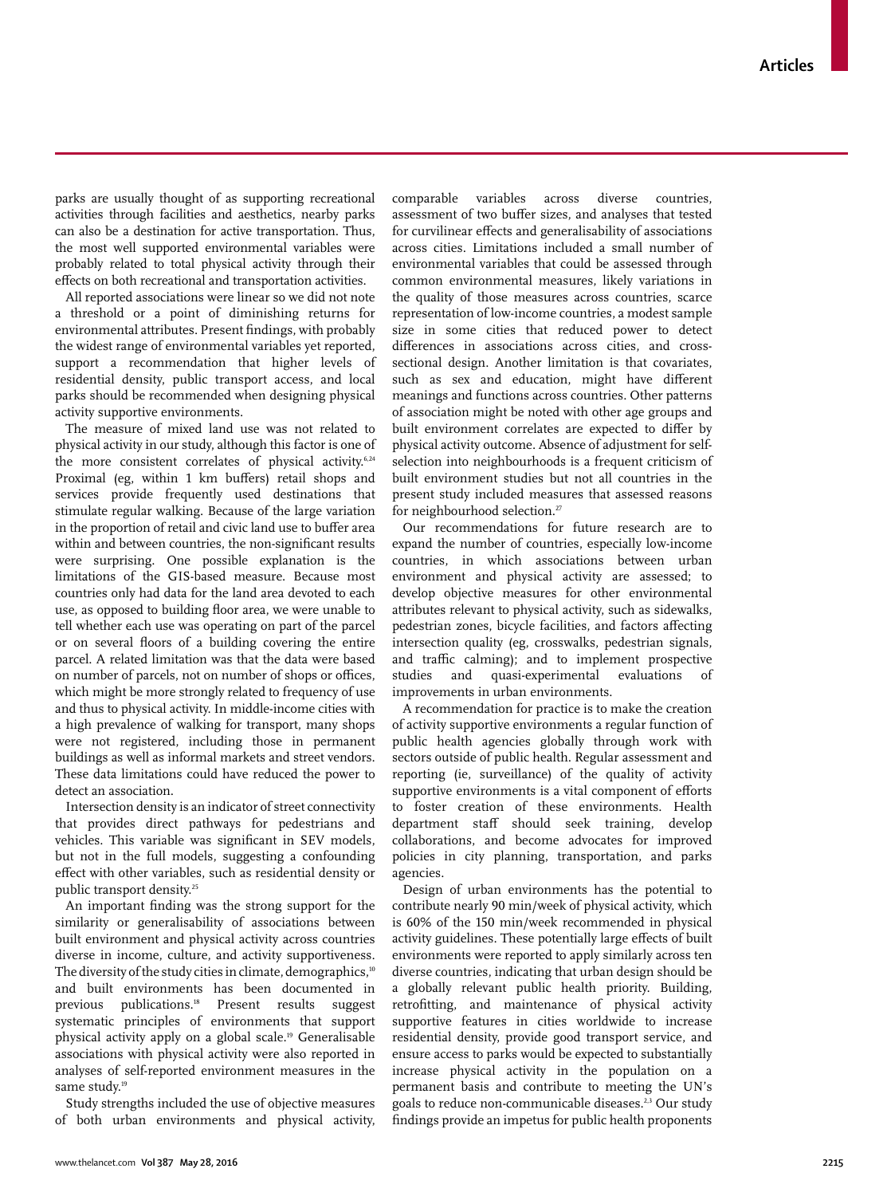parks are usually thought of as supporting recreational activities through facilities and aesthetics, nearby parks can also be a destination for active transportation. Thus, the most well supported environmental variables were probably related to total physical activity through their effects on both recreational and transportation activities.

All reported associations were linear so we did not note a threshold or a point of diminishing returns for environmental attributes. Present findings, with probably the widest range of environmental variables yet reported, support a recommendation that higher levels of residential density, public transport access, and local parks should be recommended when designing physical activity supportive environments.

The measure of mixed land use was not related to physical activity in our study, although this factor is one of the more consistent correlates of physical activity.[6,24] Proximal (eg, within 1 km buffers) retail shops and services provide frequently used destinations that stimulate regular walking. Because of the large variation in the proportion of retail and civic land use to buffer area within and between countries, the non-significant results were surprising. One possible explanation is the limitations of the GIS-based measure. Because most countries only had data for the land area devoted to each use, as opposed to building floor area, we were unable to tell whether each use was operating on part of the parcel or on several floors of a building covering the entire parcel. A related limitation was that the data were based on number of parcels, not on number of shops or offices, which might be more strongly related to frequency of use and thus to physical activity. In middle-income cities with a high prevalence of walking for transport, many shops were not registered, including those in permanent buildings as well as informal markets and street vendors. These data limitations could have reduced the power to detect an association.

Intersection density is an indicator of street connectivity that provides direct pathways for pedestrians and vehicles. This variable was significant in SEV models, but not in the full models, suggesting a confounding effect with other variables, such as residential density or public transport density.[25]

An important finding was the strong support for the similarity or generalisability of associations between built environment and physical activity across countries diverse in income, culture, and activity supportiveness. The diversity of the study cities in climate, demographics,[10] and built environments has been documented in previous publications.[18] Present results suggest systematic principles of environments that support physical activity apply on a global scale.[19] Generalisable associations with physical activity were also reported in analyses of self-reported environment measures in the same study.[19]

Study strengths included the use of objective measures of both urban environments and physical activity, comparable variables across diverse countries, assessment of two buffer sizes, and analyses that tested for curvilinear effects and generalisability of associations across cities. Limitations included a small number of environmental variables that could be assessed through common environmental measures, likely variations in the quality of those measures across countries, scarce representation of low-income countries, a modest sample size in some cities that reduced power to detect differences in associations across cities, and cross-sectional design. Another limitation is that covariates, such as sex and education, might have different meanings and functions across countries. Other patterns of association might be noted with other age groups and built environment correlates are expected to differ by physical activity outcome. Absence of adjustment for self-selection into neighbourhoods is a frequent criticism of built environment studies but not all countries in the present study included measures that assessed reasons for neighbourhood selection.[27]

Our recommendations for future research are to expand the number of countries, especially low-income countries, in which associations between urban environment and physical activity are assessed; to develop objective measures for other environmental attributes relevant to physical activity, such as sidewalks, pedestrian zones, bicycle facilities, and factors affecting intersection quality (eg, crosswalks, pedestrian signals, and traffic calming); and to implement prospective studies and quasi-experimental evaluations of improvements in urban environments.

A recommendation for practice is to make the creation of activity supportive environments a regular function of public health agencies globally through work with sectors outside of public health. Regular assessment and reporting (ie, surveillance) of the quality of activity supportive environments is a vital component of efforts to foster creation of these environments. Health department staff should seek training, develop collaborations, and become advocates for improved policies in city planning, transportation, and parks agencies.

Design of urban environments has the potential to contribute nearly 90 min/week of physical activity, which is 60% of the 150 min/week recommended in physical activity guidelines. These potentially large effects of built environments were reported to apply similarly across ten diverse countries, indicating that urban design should be a globally relevant public health priority. Building, retrofitting, and maintenance of physical activity supportive features in cities worldwide to increase residential density, provide good transport service, and ensure access to parks would be expected to substantially increase physical activity in the population on a permanent basis and contribute to meeting the UN's goals to reduce non-communicable diseases.[2,3] Our study findings provide an impetus for public health proponents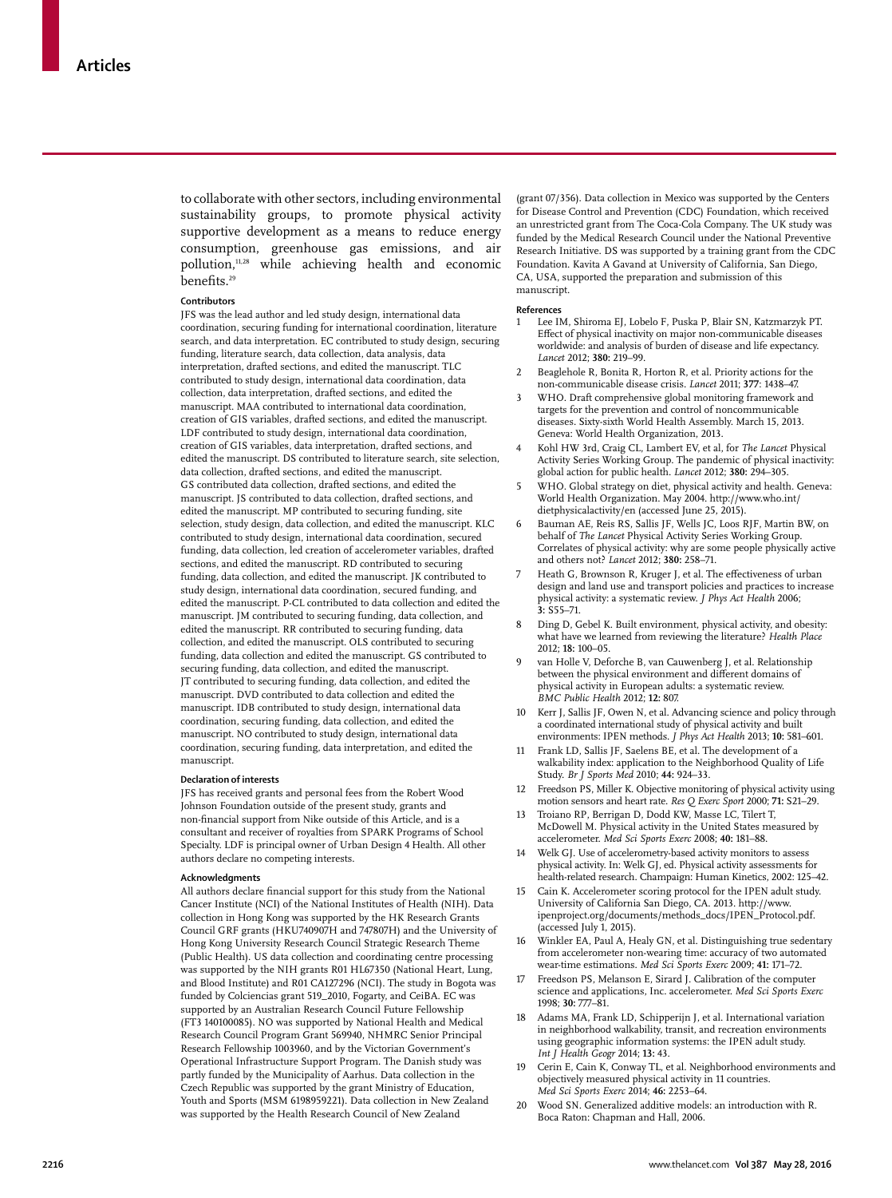to collaborate with other sectors, including environmental sustainability groups, to promote physical activity supportive development as a means to reduce energy consumption, greenhouse gas emissions, and air pollution,[11,28] while achieving health and economic benefits.[29]

### Contributors

JFS was the lead author and led study design, international data coordination, securing funding for international coordination, literature search, and data interpretation. EC contributed to study design, securing funding, literature search, data collection, data analysis, data interpretation, drafted sections, and edited the manuscript. TLC contributed to study design, international data coordination, data collection, data interpretation, drafted sections, and edited the manuscript. MAA contributed to international data coordination, creation of GIS variables, drafted sections, and edited the manuscript. LDF contributed to study design, international data coordination, creation of GIS variables, data interpretation, drafted sections, and edited the manuscript. DS contributed to literature search, site selection, data collection, drafted sections, and edited the manuscript. GS contributed data collection, drafted sections, and edited the manuscript. JS contributed to data collection, drafted sections, and edited the manuscript. MP contributed to securing funding, site selection, study design, data collection, and edited the manuscript. KLC contributed to study design, international data coordination, secured funding, data collection, led creation of accelerometer variables, drafted sections, and edited the manuscript. RD contributed to securing funding, data collection, and edited the manuscript. JK contributed to study design, international data coordination, secured funding, and edited the manuscript. P-CL contributed to data collection and edited the manuscript. JM contributed to securing funding, data collection, and edited the manuscript. RR contributed to securing funding, data collection, and edited the manuscript. OLS contributed to securing funding, data collection and edited the manuscript. GS contributed to securing funding, data collection, and edited the manuscript. JT contributed to securing funding, data collection, and edited the manuscript. DVD contributed to data collection and edited the manuscript. IDB contributed to study design, international data coordination, securing funding, data collection, and edited the manuscript. NO contributed to study design, international data coordination, securing funding, data interpretation, and edited the manuscript.

### Declaration of interests

JFS has received grants and personal fees from the Robert Wood Johnson Foundation outside of the present study, grants and non-financial support from Nike outside of this Article, and is a consultant and receiver of royalties from SPARK Programs of School Specialty. LDF is principal owner of Urban Design 4 Health. All other authors declare no competing interests.

### Acknowledgments

All authors declare financial support for this study from the National Cancer Institute (NCI) of the National Institutes of Health (NIH). Data collection in Hong Kong was supported by the HK Research Grants Council GRF grants (HKU740907H and 747807H) and the University of Hong Kong University Research Council Strategic Research Theme (Public Health). US data collection and coordinating centre processing was supported by the NIH grants R01 HL67350 (National Heart, Lung, and Blood Institute) and R01 CA127296 (NCI). The study in Bogota was funded by Colciencias grant 519_2010, Fogarty, and CeiBA. EC was supported by an Australian Research Council Future Fellowship (FT3 140100085). NO was supported by National Health and Medical Research Council Program Grant 569940, NHMRC Senior Principal Research Fellowship 1003960, and by the Victorian Government's Operational Infrastructure Support Program. The Danish study was partly funded by the Municipality of Aarhus. Data collection in the Czech Republic was supported by the grant Ministry of Education, Youth and Sports (MSM 6198959221). Data collection in New Zealand was supported by the Health Research Council of New Zealand (grant 07/356). Data collection in Mexico was supported by the Centers for Disease Control and Prevention (CDC) Foundation, which received an unrestricted grant from The Coca-Cola Company. The UK study was funded by the Medical Research Council under the National Preventive Research Initiative. DS was supported by a training grant from the CDC Foundation. Kavita A Gavand at University of California, San Diego, CA, USA, supported the preparation and submission of this manuscript.

### References

1. Lee IM, Shiroma EJ, Lobelo F, Puska P, Blair SN, Katzmarzyk PT. Effect of physical inactivity on major non-communicable diseases worldwide: and analysis of burden of disease and life expectancy. *Lancet* 2012; **380:** 219–99.
2. Beaglehole R, Bonita R, Horton R, et al. Priority actions for the non-communicable disease crisis. *Lancet* 2011; **377**: 1438–47.
3. WHO. Draft comprehensive global monitoring framework and targets for the prevention and control of noncommunicable diseases. Sixty-sixth World Health Assembly. March 15, 2013. Geneva: World Health Organization, 2013.
4. Kohl HW 3rd, Craig CL, Lambert EV, et al, for *The Lancet* Physical Activity Series Working Group. The pandemic of physical inactivity: global action for public health. *Lancet* 2012; **380:** 294–305.
5. WHO. Global strategy on diet, physical activity and health. Geneva: World Health Organization. May 2004. http://www.who.int/dietphysicalactivity/en (accessed June 25, 2015).
6. Bauman AE, Reis RS, Sallis JF, Wells JC, Loos RJF, Martin BW, on behalf of *The Lancet* Physical Activity Series Working Group. Correlates of physical activity: why are some people physically active and others not? *Lancet* 2012; **380:** 258–71.
7. Heath G, Brownson R, Kruger J, et al. The effectiveness of urban design and land use and transport policies and practices to increase physical activity: a systematic review. *J Phys Act Health* 2006; **3:** S55–71.
8. Ding D, Gebel K. Built environment, physical activity, and obesity: what have we learned from reviewing the literature? *Health Place* 2012; **18:** 100–05.
9. van Holle V, Deforche B, van Cauwenberg J, et al. Relationship between the physical environment and different domains of physical activity in European adults: a systematic review. *BMC Public Health* 2012; **12:** 807.
10. Kerr J, Sallis JF, Owen N, et al. Advancing science and policy through a coordinated international study of physical activity and built environments: IPEN methods. *J Phys Act Health* 2013; **10:** 581–601.
11. Frank LD, Sallis JF, Saelens BE, et al. The development of a walkability index: application to the Neighborhood Quality of Life Study. *Br J Sports Med* 2010; **44:** 924–33.
12. Freedson PS, Miller K. Objective monitoring of physical activity using motion sensors and heart rate. *Res Q Exerc Sport* 2000; **71:** S21–29.
13. Troiano RP, Berrigan D, Dodd KW, Masse LC, Tilert T, McDowell M. Physical activity in the United States measured by accelerometer. *Med Sci Sports Exerc* 2008; **40:** 181–88.
14. Welk GJ. Use of accelerometry-based activity monitors to assess physical activity. In: Welk GJ, ed. Physical activity assessments for health-related research. Champaign: Human Kinetics, 2002: 125–42.
15. Cain K. Accelerometer scoring protocol for the IPEN adult study. University of California San Diego, CA. 2013. http://www.ipenproject.org/documents/methods_docs/IPEN_Protocol.pdf. (accessed July 1, 2015).
16. Winkler EA, Paul A, Healy GN, et al. Distinguishing true sedentary from accelerometer non-wearing time: accuracy of two automated wear-time estimations. *Med Sci Sports Exerc* 2009; **41:** 171–72.
17. Freedson PS, Melanson E, Sirard J. Calibration of the computer science and applications, Inc. accelerometer. *Med Sci Sports Exerc* 1998; **30:** 777–81.
18. Adams MA, Frank LD, Schipperijn J, et al. International variation in neighborhood walkability, transit, and recreation environments using geographic information systems: the IPEN adult study. *Int J Health Geogr* 2014; **13:** 43.
19. Cerin E, Cain K, Conway TL, et al. Neighborhood environments and objectively measured physical activity in 11 countries. *Med Sci Sports Exerc* 2014; **46:** 2253–64.
20. Wood SN. Generalized additive models: an introduction with R. Boca Raton: Chapman and Hall, 2006.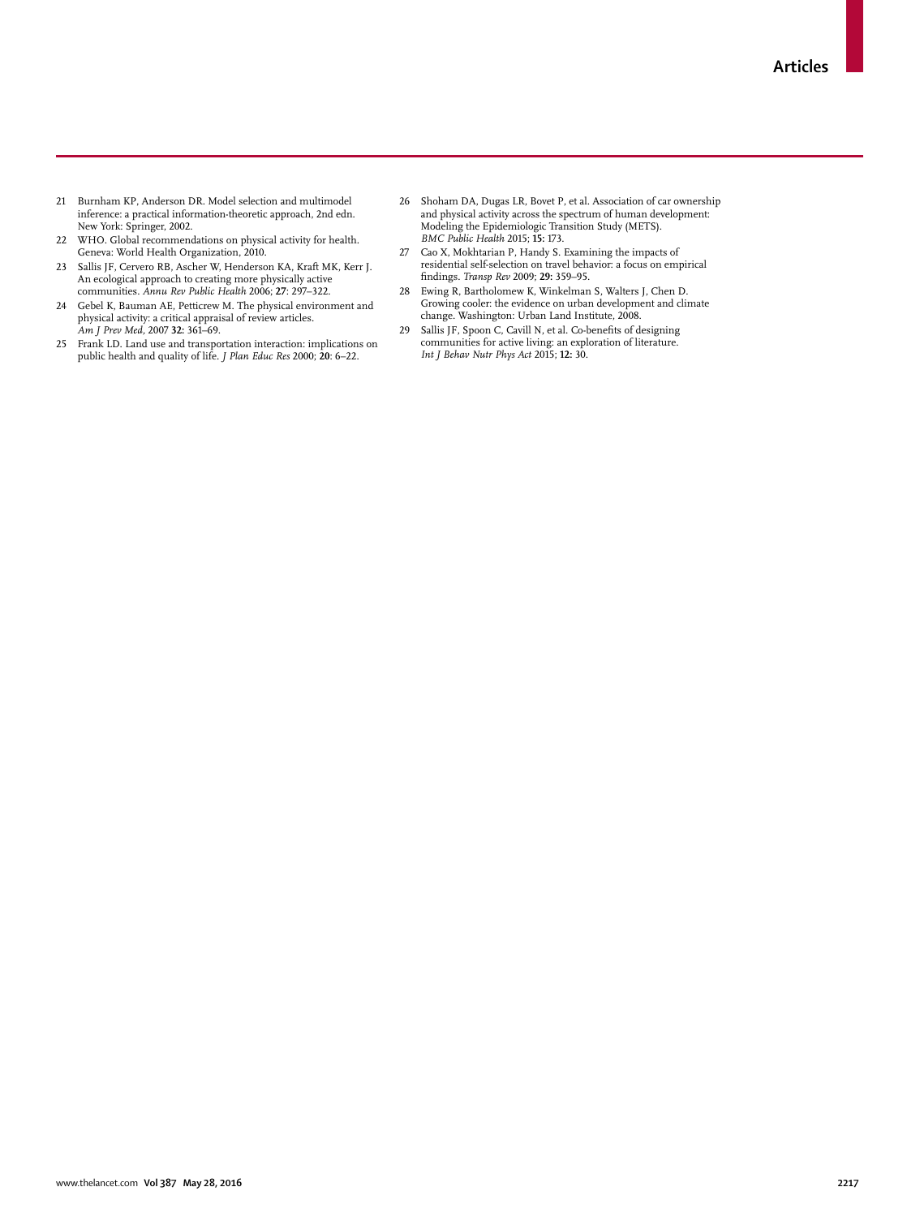21 Burnham KP, Anderson DR. Model selection and multimodel inference: a practical information-theoretic approach, 2nd edn. New York: Springer, 2002.

22 WHO. Global recommendations on physical activity for health. Geneva: World Health Organization, 2010.

23 Sallis JF, Cervero RB, Ascher W, Henderson KA, Kraft MK, Kerr J. An ecological approach to creating more physically active communities. *Annu Rev Public Health* 2006; **27**: 297–322.

24 Gebel K, Bauman AE, Petticrew M. The physical environment and physical activity: a critical appraisal of review articles. *Am J Prev Med,* 2007 **32:** 361–69.

25 Frank LD. Land use and transportation interaction: implications on public health and quality of life. *J Plan Educ Res* 2000; **20**: 6–22.

26 Shoham DA, Dugas LR, Bovet P, et al. Association of car ownership and physical activity across the spectrum of human development: Modeling the Epidemiologic Transition Study (METS). *BMC Public Health* 2015; **15:** 173.

27 Cao X, Mokhtarian P, Handy S. Examining the impacts of residential self-selection on travel behavior: a focus on empirical findings. *Transp Rev* 2009; **29:** 359–95.

28 Ewing R, Bartholomew K, Winkelman S, Walters J, Chen D. Growing cooler: the evidence on urban development and climate change. Washington: Urban Land Institute, 2008.

29 Sallis JF, Spoon C, Cavill N, et al. Co-benefits of designing communities for active living: an exploration of literature. *Int J Behav Nutr Phys Act* 2015; **12:** 30.